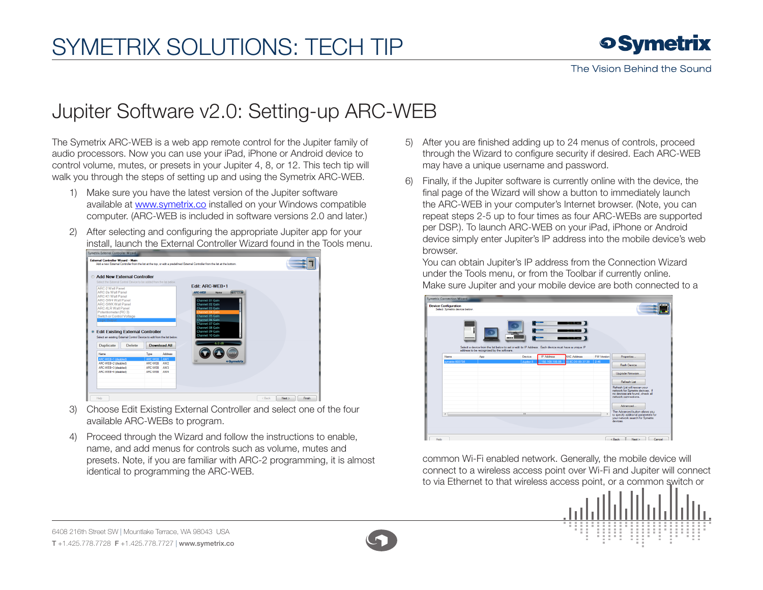# SYMETRIX SOLUTIONS: TECH TIP

The Vision Behind the Sound

## Jupiter Software v2.0: Setting-up ARC-WEB

The Symetrix ARC-WEB is a web app remote control for the Jupiter family of audio processors. Now you can use your iPad, iPhone or Android device to control volume, mutes, or presets in your Jupiter 4, 8, or 12. This tech tip will walk you through the steps of setting up and using the Symetrix ARC-WEB.

1) Make sure you have the latest version of the Jupiter software available at www.symetrix.co installed on your Windows compatible computer. (ARC-WEB is included in software versions 2.0 and later.)

2) After selecting and configuring the appropriate Jupiter app for your install, launch the External Controller Wizard found in the Tools menu.

3) Choose Edit Existing External Controller and select one of the four available ARC-WEBs to program.

4) Proceed through the Wizard and follow the instructions to enable, name, and add menus for controls such as volume, mutes and presets. Note, if you are familiar with ARC-2 programming, it is almost identical to programming the ARC-WEB.

5) After you are finished adding up to 24 menus of controls, proceed through the Wizard to configure security if desired. Each ARC-WEB may have a unique username and password.

6) Finally, if the Jupiter software is currently online with the device, the final page of the Wizard will show a button to immediately launch the ARC-WEB in your computer's Internet browser. (Note, you can repeat steps 2-5 up to four times as four ARC-WEBs are supported per DSP.). To launch ARC-WEB on your iPad, iPhone or Android device simply enter Jupiter's IP address into the mobile device's web browser.
   You can obtain Jupiter's IP address from the Connection Wizard under the Tools menu, or from the Toolbar if currently online.
   Make sure Jupiter and your mobile device are both connected to a common Wi-Fi enabled network. Generally, the mobile device will connect to a wireless access point over Wi-Fi and Jupiter will connect to via Ethernet to that wireless access point, or a common switch or

6408 216th Street SW | Mountlake Terrace, WA 98043 USA
T +1.425.778.7728 F +1.425.778.7727 | www.symetrix.co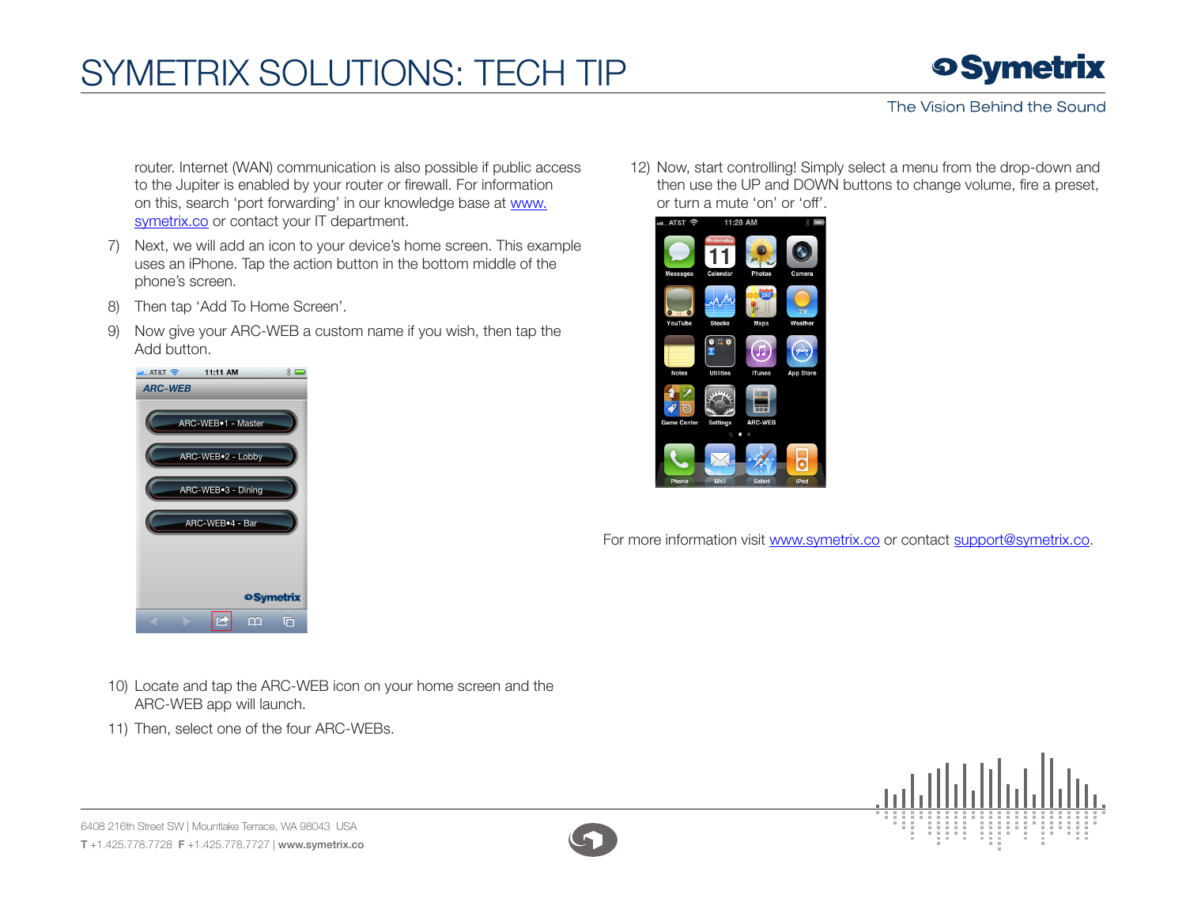router. Internet (WAN) communication is also possible if public access to the Jupiter is enabled by your router or firewall. For information on this, search 'port forwarding' in our knowledge base at www.symetrix.co or contact your IT department.

7) Next, we will add an icon to your device's home screen. This example uses an iPhone. Tap the action button in the bottom middle of the phone's screen.

8) Then tap 'Add To Home Screen'.

9) Now give your ARC-WEB a custom name if you wish, then tap the Add button.

10) Locate and tap the ARC-WEB icon on your home screen and the ARC-WEB app will launch.

11) Then, select one of the four ARC-WEBs.

12) Now, start controlling! Simply select a menu from the drop-down and then use the UP and DOWN buttons to change volume, fire a preset, or turn a mute 'on' or 'off'.

For more information visit www.symetrix.co or contact support@symetrix.co.